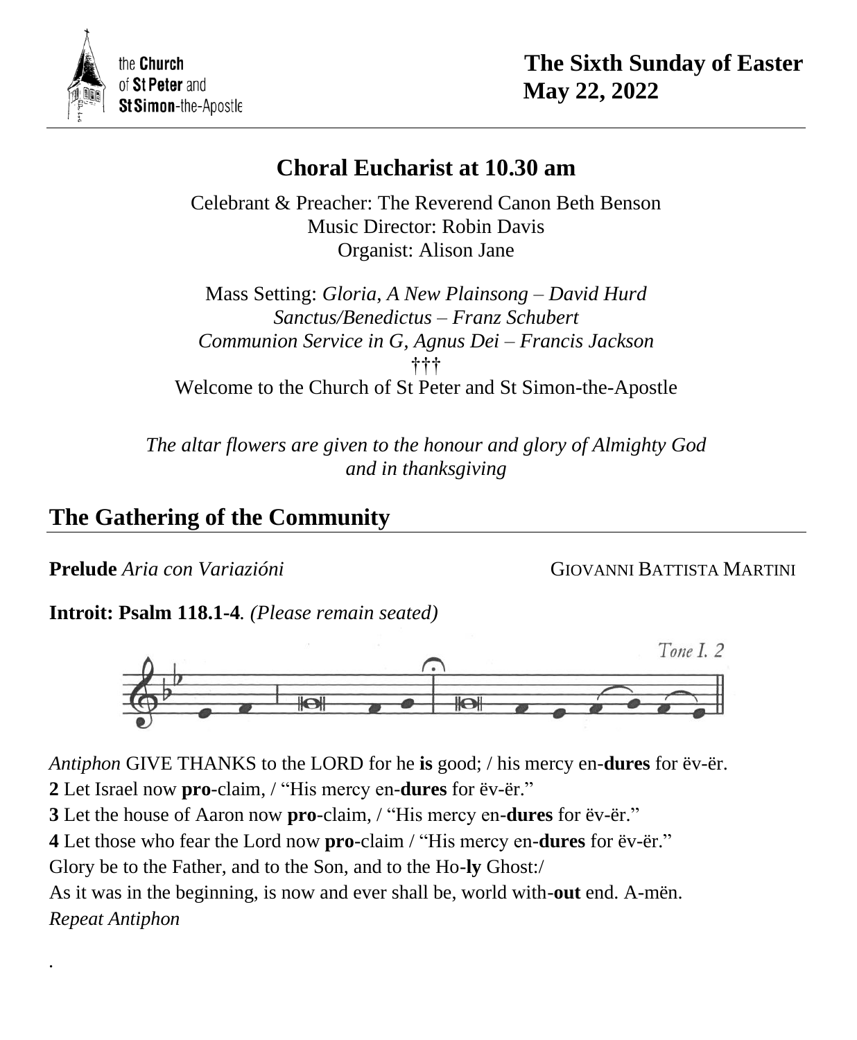the **Church** of **St Peter** and **St Simon**-the-Apostle

**The Sixth Sunday of Easter**
**May 22, 2022**

## Choral Eucharist at 10.30 am

Celebrant & Preacher: The Reverend Canon Beth Benson
Music Director: Robin Davis
Organist: Alison Jane

Mass Setting: *Gloria, A New Plainsong – David Hurd*
*Sanctus/Benedictus – Franz Schubert*
*Communion Service in G, Agnus Dei – Francis Jackson*
†††
Welcome to the Church of St Peter and St Simon-the-Apostle

*The altar flowers are given to the honour and glory of Almighty God and in thanksgiving*

## The Gathering of the Community

**Prelude** *Aria con Variazióni* GIOVANNI BATTISTA MARTINI

**Introit: Psalm 118.1-4**. *(Please remain seated)*

Tone I. 2

*Antiphon* GIVE THANKS to the LORD for he **is** good; / his mercy en-**dures** for ëv-ër.
**2** Let Israel now **pro**-claim, / "His mercy en-**dures** for ëv-ër."
**3** Let the house of Aaron now **pro**-claim, / "His mercy en-**dures** for ëv-ër."
**4** Let those who fear the Lord now **pro**-claim / "His mercy en-**dures** for ëv-ër."
Glory be to the Father, and to the Son, and to the Ho-**ly** Ghost:/
As it was in the beginning, is now and ever shall be, world with-**out** end. A-mën.
*Repeat Antiphon*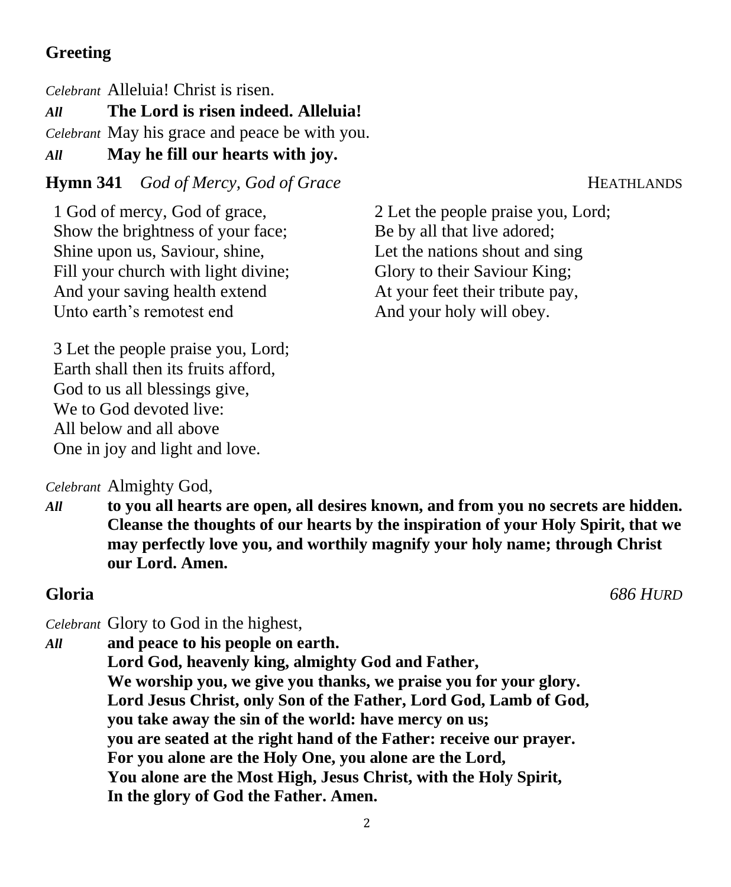## Greeting

*Celebrant* Alleluia! Christ is risen.
***All*** **The Lord is risen indeed. Alleluia!**
*Celebrant* May his grace and peace be with you.
***All*** **May he fill our hearts with joy.**

## Hymn 341 *God of Mercy, God of Grace* HEATHLANDS

1 God of mercy, God of grace,
Show the brightness of your face;
Shine upon us, Saviour, shine,
Fill your church with light divine;
And your saving health extend
Unto earth's remotest end

2 Let the people praise you, Lord;
Be by all that live adored;
Let the nations shout and sing
Glory to their Saviour King;
At your feet their tribute pay,
And your holy will obey.

3 Let the people praise you, Lord;
Earth shall then its fruits afford,
God to us all blessings give,
We to God devoted live:
All below and all above
One in joy and light and love.

*Celebrant* Almighty God,
***All*** **to you all hearts are open, all desires known, and from you no secrets are hidden. Cleanse the thoughts of our hearts by the inspiration of your Holy Spirit, that we may perfectly love you, and worthily magnify your holy name; through Christ our Lord. Amen.**

## Gloria *686 HURD*

*Celebrant* Glory to God in the highest,
***All*** **and peace to his people on earth.**
**Lord God, heavenly king, almighty God and Father,**
**We worship you, we give you thanks, we praise you for your glory.**
**Lord Jesus Christ, only Son of the Father, Lord God, Lamb of God,**
**you take away the sin of the world: have mercy on us;**
**you are seated at the right hand of the Father: receive our prayer.**
**For you alone are the Holy One, you alone are the Lord,**
**You alone are the Most High, Jesus Christ, with the Holy Spirit,**
**In the glory of God the Father. Amen.**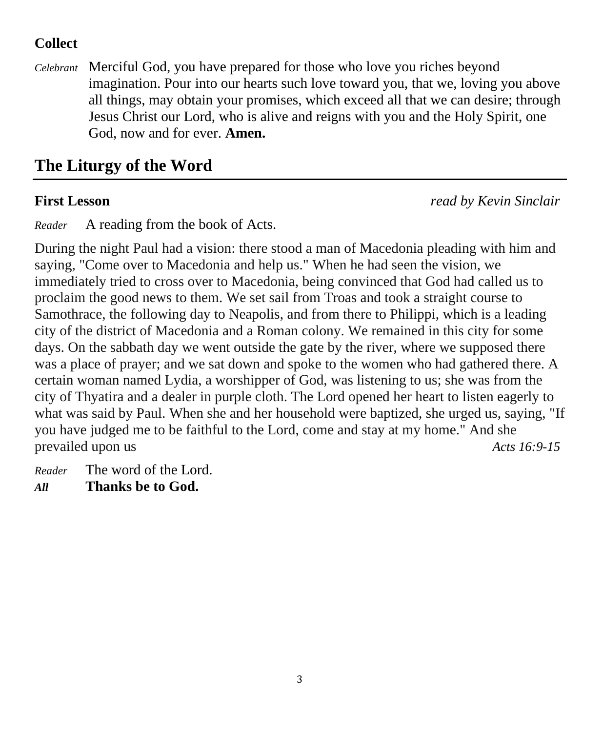**Collect**

*Celebrant* Merciful God, you have prepared for those who love you riches beyond imagination. Pour into our hearts such love toward you, that we, loving you above all things, may obtain your promises, which exceed all that we can desire; through Jesus Christ our Lord, who is alive and reigns with you and the Holy Spirit, one God, now and for ever. **Amen.**

## The Liturgy of the Word

**First Lesson** *read by Kevin Sinclair*

*Reader* A reading from the book of Acts.

During the night Paul had a vision: there stood a man of Macedonia pleading with him and saying, "Come over to Macedonia and help us." When he had seen the vision, we immediately tried to cross over to Macedonia, being convinced that God had called us to proclaim the good news to them. We set sail from Troas and took a straight course to Samothrace, the following day to Neapolis, and from there to Philippi, which is a leading city of the district of Macedonia and a Roman colony. We remained in this city for some days. On the sabbath day we went outside the gate by the river, where we supposed there was a place of prayer; and we sat down and spoke to the women who had gathered there. A certain woman named Lydia, a worshipper of God, was listening to us; she was from the city of Thyatira and a dealer in purple cloth. The Lord opened her heart to listen eagerly to what was said by Paul. When she and her household were baptized, she urged us, saying, "If you have judged me to be faithful to the Lord, come and stay at my home." And she prevailed upon us *Acts 16:9-15*

*Reader* The word of the Lord.
***All*** **Thanks be to God.**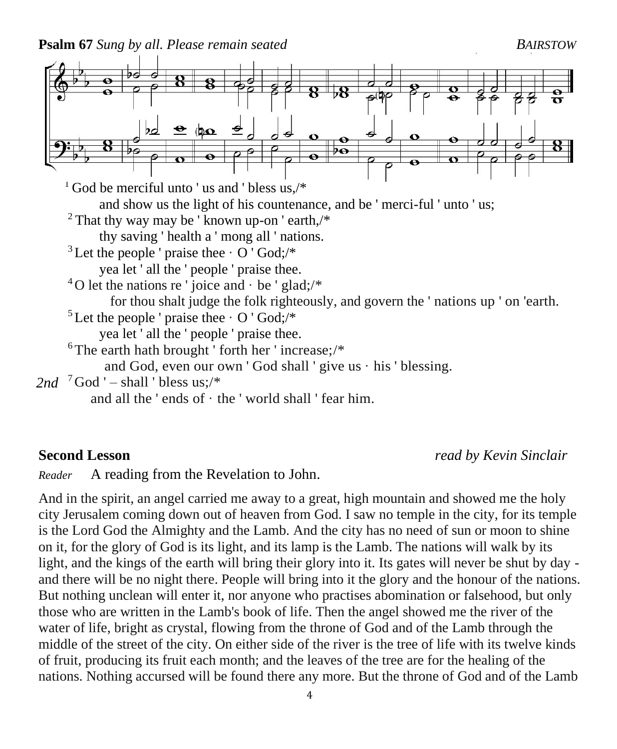**Psalm 67** *Sung by all. Please remain seated* *BAIRSTOW*

[1] God be merciful unto ' us and ' bless us,/*
and show us the light of his countenance, and be ' merci-ful ' unto ' us;
[2] That thy way may be ' known up-on ' earth,/*
thy saving ' health a ' mong all ' nations.
[3] Let the people ' praise thee · O ' God;/*
yea let ' all the ' people ' praise thee.
[4] O let the nations re ' joice and · be ' glad;/*
for thou shalt judge the folk righteously, and govern the ' nations up ' on 'earth.
[5] Let the people ' praise thee · O ' God;/*
yea let ' all the ' people ' praise thee.
[6] The earth hath brought ' forth her ' increase;/*
and God, even our own ' God shall ' give us · his ' blessing.
*2nd* [7] God ' – shall ' bless us;/*
and all the ' ends of · the ' world shall ' fear him.

**Second Lesson** *read by Kevin Sinclair*

*Reader* A reading from the Revelation to John.

And in the spirit, an angel carried me away to a great, high mountain and showed me the holy city Jerusalem coming down out of heaven from God. I saw no temple in the city, for its temple is the Lord God the Almighty and the Lamb. And the city has no need of sun or moon to shine on it, for the glory of God is its light, and its lamp is the Lamb. The nations will walk by its light, and the kings of the earth will bring their glory into it. Its gates will never be shut by day - and there will be no night there. People will bring into it the glory and the honour of the nations. But nothing unclean will enter it, nor anyone who practises abomination or falsehood, but only those who are written in the Lamb's book of life. Then the angel showed me the river of the water of life, bright as crystal, flowing from the throne of God and of the Lamb through the middle of the street of the city. On either side of the river is the tree of life with its twelve kinds of fruit, producing its fruit each month; and the leaves of the tree are for the healing of the nations. Nothing accursed will be found there any more. But the throne of God and of the Lamb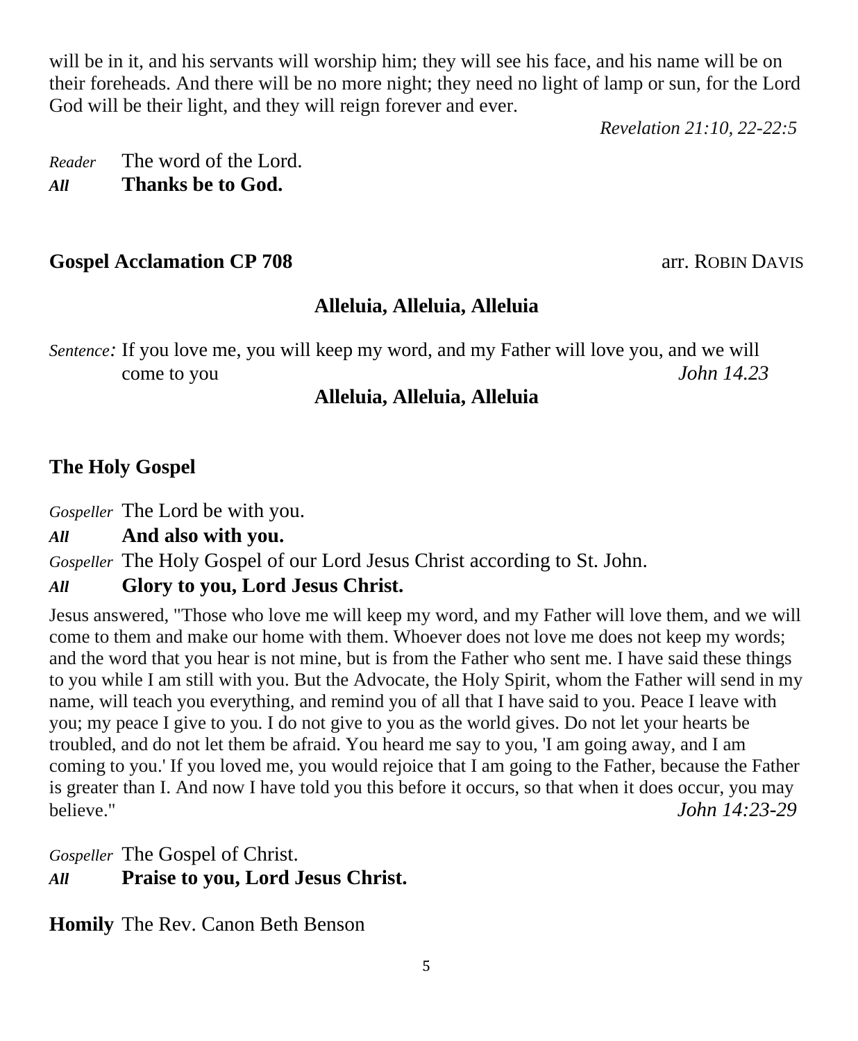will be in it, and his servants will worship him; they will see his face, and his name will be on their foreheads. And there will be no more night; they need no light of lamp or sun, for the Lord God will be their light, and they will reign forever and ever.

*Revelation 21:10, 22-22:5*

*Reader* The word of the Lord.
***All*** **Thanks be to God.**

**Gospel Acclamation CP 708** arr. ROBIN DAVIS

**Alleluia, Alleluia, Alleluia**

*Sentence:* If you love me, you will keep my word, and my Father will love you, and we will come to you *John 14.23*

**Alleluia, Alleluia, Alleluia**

## The Holy Gospel

*Gospeller* The Lord be with you.
***All*** **And also with you.**
*Gospeller* The Holy Gospel of our Lord Jesus Christ according to St. John.
***All*** **Glory to you, Lord Jesus Christ.**

Jesus answered, "Those who love me will keep my word, and my Father will love them, and we will come to them and make our home with them. Whoever does not love me does not keep my words; and the word that you hear is not mine, but is from the Father who sent me. I have said these things to you while I am still with you. But the Advocate, the Holy Spirit, whom the Father will send in my name, will teach you everything, and remind you of all that I have said to you. Peace I leave with you; my peace I give to you. I do not give to you as the world gives. Do not let your hearts be troubled, and do not let them be afraid. You heard me say to you, 'I am going away, and I am coming to you.' If you loved me, you would rejoice that I am going to the Father, because the Father is greater than I. And now I have told you this before it occurs, so that when it does occur, you may believe." *John 14:23-29*

*Gospeller* The Gospel of Christ.
***All*** **Praise to you, Lord Jesus Christ.**

**Homily** The Rev. Canon Beth Benson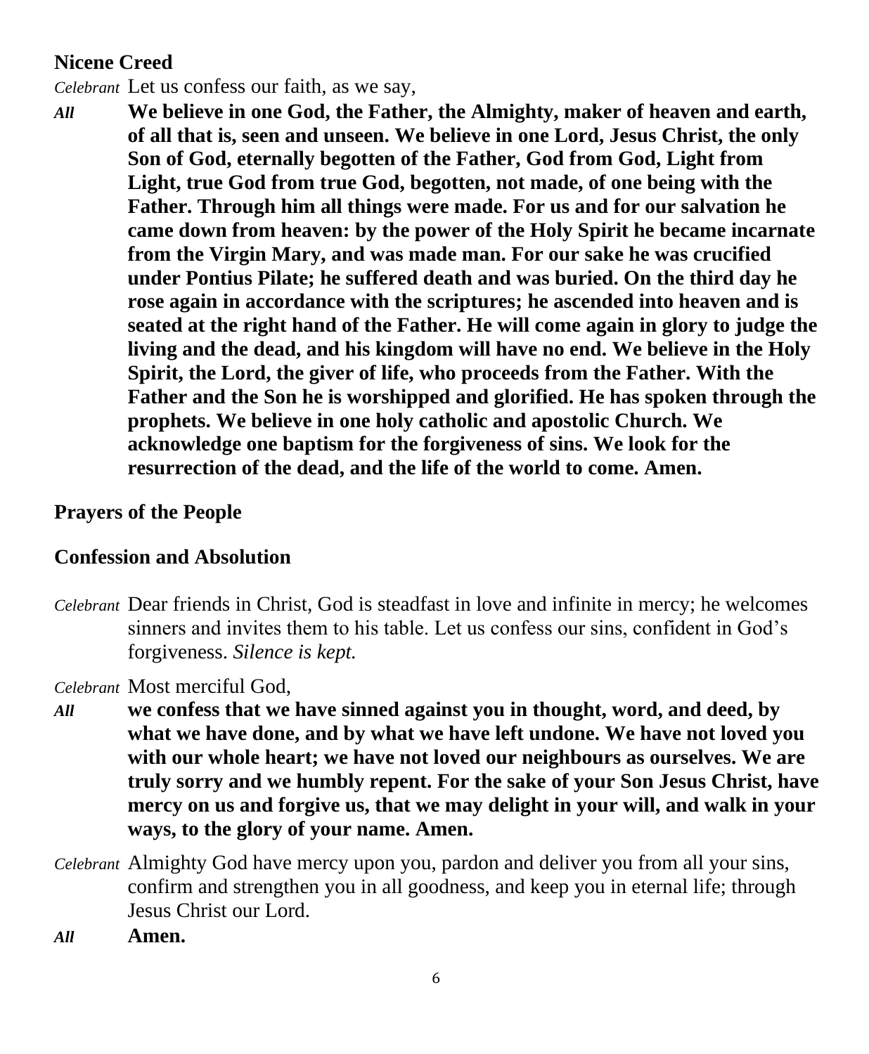## Nicene Creed

*Celebrant* Let us confess our faith, as we say,

*All* **We believe in one God, the Father, the Almighty, maker of heaven and earth, of all that is, seen and unseen. We believe in one Lord, Jesus Christ, the only Son of God, eternally begotten of the Father, God from God, Light from Light, true God from true God, begotten, not made, of one being with the Father. Through him all things were made. For us and for our salvation he came down from heaven: by the power of the Holy Spirit he became incarnate from the Virgin Mary, and was made man. For our sake he was crucified under Pontius Pilate; he suffered death and was buried. On the third day he rose again in accordance with the scriptures; he ascended into heaven and is seated at the right hand of the Father. He will come again in glory to judge the living and the dead, and his kingdom will have no end. We believe in the Holy Spirit, the Lord, the giver of life, who proceeds from the Father. With the Father and the Son he is worshipped and glorified. He has spoken through the prophets. We believe in one holy catholic and apostolic Church. We acknowledge one baptism for the forgiveness of sins. We look for the resurrection of the dead, and the life of the world to come. Amen.**

## Prayers of the People

## Confession and Absolution

*Celebrant* Dear friends in Christ, God is steadfast in love and infinite in mercy; he welcomes sinners and invites them to his table. Let us confess our sins, confident in God's forgiveness. *Silence is kept.*

*Celebrant* Most merciful God,

*All* **we confess that we have sinned against you in thought, word, and deed, by what we have done, and by what we have left undone. We have not loved you with our whole heart; we have not loved our neighbours as ourselves. We are truly sorry and we humbly repent. For the sake of your Son Jesus Christ, have mercy on us and forgive us, that we may delight in your will, and walk in your ways, to the glory of your name. Amen.**

*Celebrant* Almighty God have mercy upon you, pardon and deliver you from all your sins, confirm and strengthen you in all goodness, and keep you in eternal life; through Jesus Christ our Lord.

*All* **Amen.**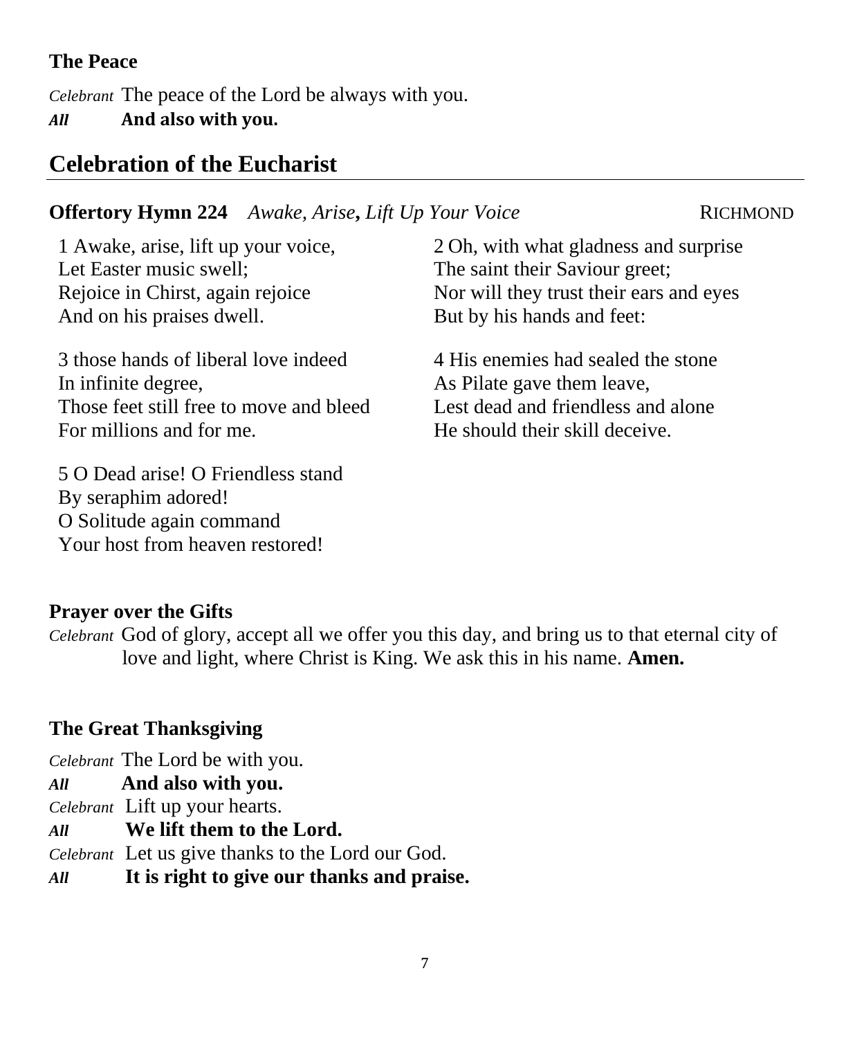### The Peace

*Celebrant* The peace of the Lord be always with you.
***All*** **And also with you.**

## Celebration of the Eucharist

**Offertory Hymn 224** *Awake, Arise, Lift Up Your Voice* RICHMOND

1 Awake, arise, lift up your voice,
Let Easter music swell;
Rejoice in Chirst, again rejoice
And on his praises dwell.

2 Oh, with what gladness and surprise
The saint their Saviour greet;
Nor will they trust their ears and eyes
But by his hands and feet:

3 those hands of liberal love indeed
In infinite degree,
Those feet still free to move and bleed
For millions and for me.

4 His enemies had sealed the stone
As Pilate gave them leave,
Lest dead and friendless and alone
He should their skill deceive.

5 O Dead arise! O Friendless stand
By seraphim adored!
O Solitude again command
Your host from heaven restored!

### Prayer over the Gifts

*Celebrant* God of glory, accept all we offer you this day, and bring us to that eternal city of love and light, where Christ is King. We ask this in his name. **Amen.**

### The Great Thanksgiving

*Celebrant* The Lord be with you.
***All*** **And also with you.**
*Celebrant* Lift up your hearts.
***All*** **We lift them to the Lord.**
*Celebrant* Let us give thanks to the Lord our God.
***All*** **It is right to give our thanks and praise.**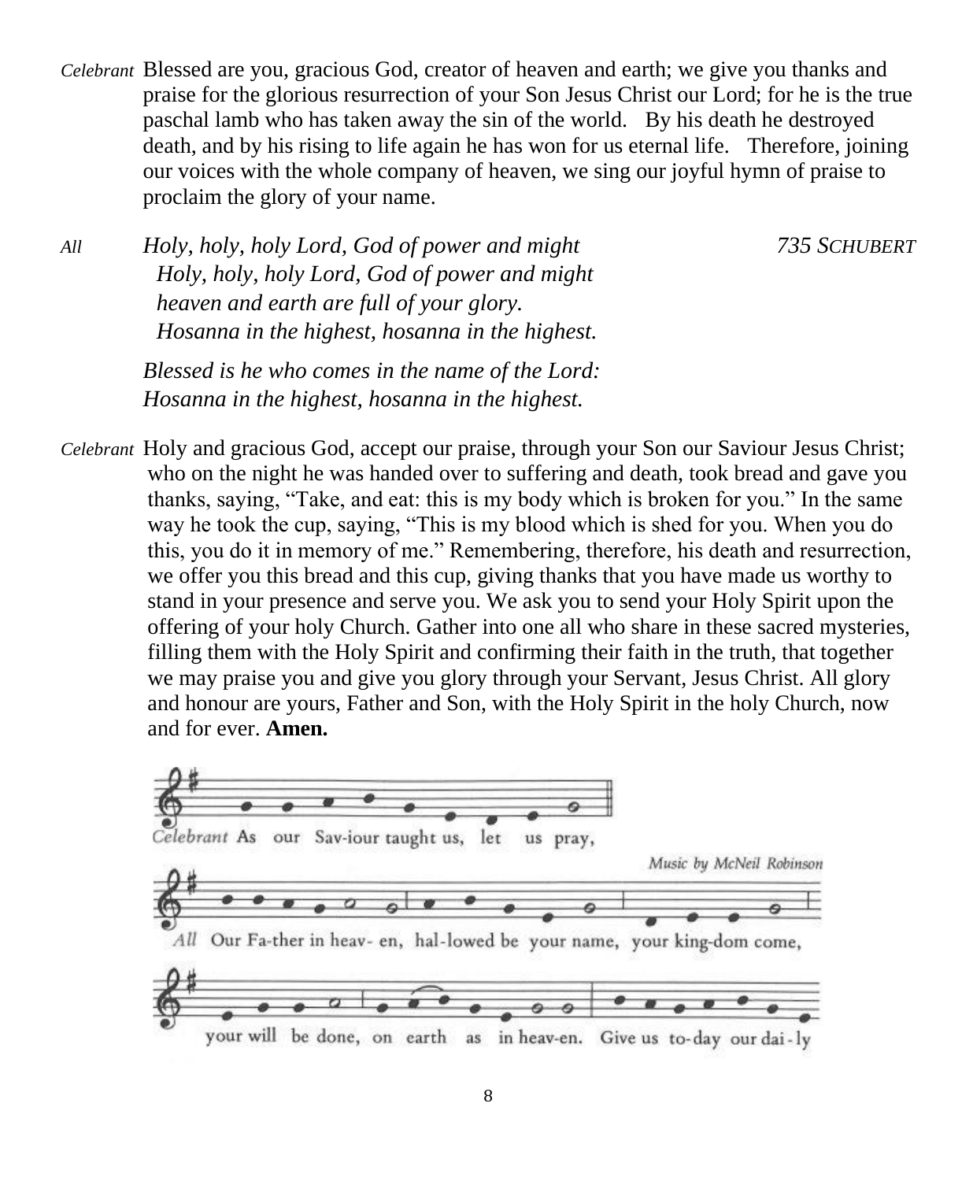*Celebrant* Blessed are you, gracious God, creator of heaven and earth; we give you thanks and praise for the glorious resurrection of your Son Jesus Christ our Lord; for he is the true paschal lamb who has taken away the sin of the world. By his death he destroyed death, and by his rising to life again he has won for us eternal life. Therefore, joining our voices with the whole company of heaven, we sing our joyful hymn of praise to proclaim the glory of your name.

*All* *Holy, holy, holy Lord, God of power and might* *735 SCHUBERT*
*Holy, holy, holy Lord, God of power and might*
*heaven and earth are full of your glory.*
*Hosanna in the highest, hosanna in the highest.*

*Blessed is he who comes in the name of the Lord:*
*Hosanna in the highest, hosanna in the highest.*

*Celebrant* Holy and gracious God, accept our praise, through your Son our Saviour Jesus Christ; who on the night he was handed over to suffering and death, took bread and gave you thanks, saying, "Take, and eat: this is my body which is broken for you." In the same way he took the cup, saying, "This is my blood which is shed for you. When you do this, you do it in memory of me." Remembering, therefore, his death and resurrection, we offer you this bread and this cup, giving thanks that you have made us worthy to stand in your presence and serve you. We ask you to send your Holy Spirit upon the offering of your holy Church. Gather into one all who share in these sacred mysteries, filling them with the Holy Spirit and confirming their faith in the truth, that together we may praise you and give you glory through your Servant, Jesus Christ. All glory and honour are yours, Father and Son, with the Holy Spirit in the holy Church, now and for ever. **Amen.**

*Celebrant* As our Sav-iour taught us, let us pray,

*Music by McNeil Robinson*

*All* Our Fa-ther in heav- en, hal-lowed be your name, your king-dom come, your will be done, on earth as in heav-en. Give us to-day our dai-ly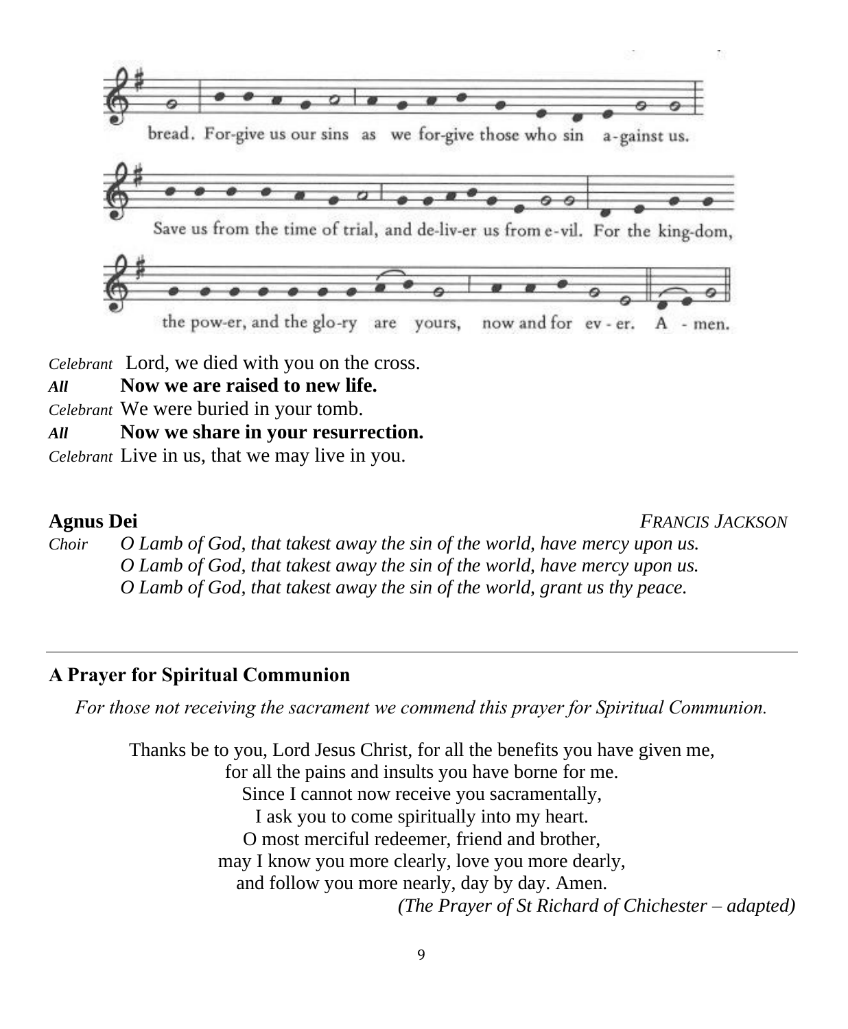bread. For-give us our sins as we for-give those who sin a-gainst us.

Save us from the time of trial, and de-liv-er us from e-vil. For the king-dom,

the pow-er, and the glo-ry are yours, now and for ev - er. A - men.

*Celebrant* Lord, we died with you on the cross.
***All*** **Now we are raised to new life.**
*Celebrant* We were buried in your tomb.
***All*** **Now we share in your resurrection.**
*Celebrant* Live in us, that we may live in you.

**Agnus Dei** *FRANCIS JACKSON*

*Choir* *O Lamb of God, that takest away the sin of the world, have mercy upon us.*
*O Lamb of God, that takest away the sin of the world, have mercy upon us.*
*O Lamb of God, that takest away the sin of the world, grant us thy peace.*

---

**A Prayer for Spiritual Communion**

*For those not receiving the sacrament we commend this prayer for Spiritual Communion.*

Thanks be to you, Lord Jesus Christ, for all the benefits you have given me,
for all the pains and insults you have borne for me.
Since I cannot now receive you sacramentally,
I ask you to come spiritually into my heart.
O most merciful redeemer, friend and brother,
may I know you more clearly, love you more dearly,
and follow you more nearly, day by day. Amen.

*(The Prayer of St Richard of Chichester – adapted)*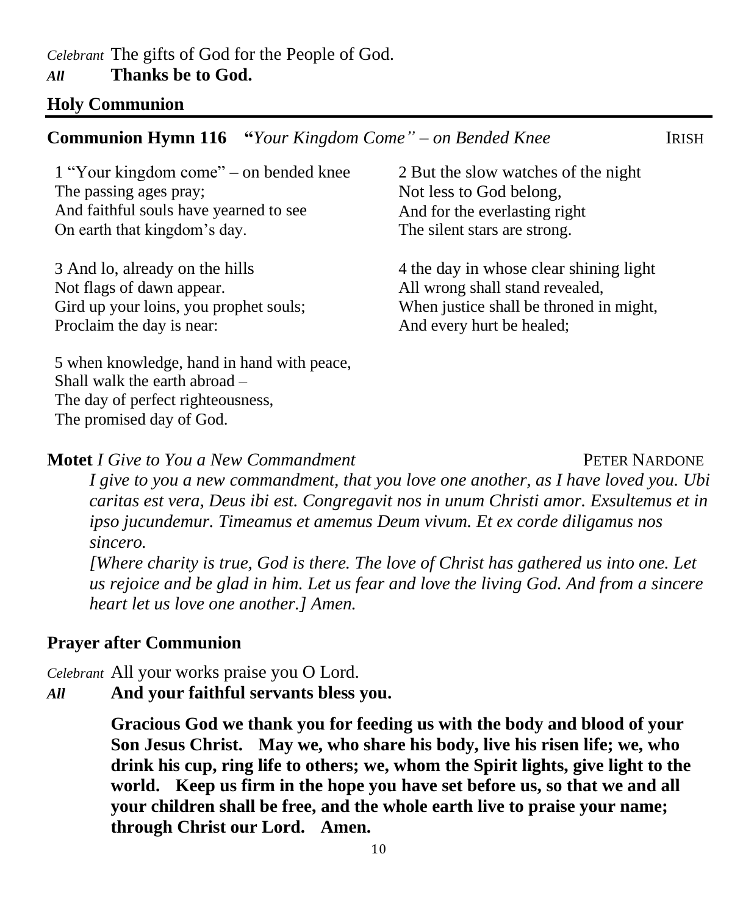*Celebrant* The gifts of God for the People of God.
***All*** **Thanks be to God.**

## Holy Communion

**Communion Hymn 116** **"***Your Kingdom Come" – on Bended Knee* IRISH

1 "Your kingdom come" – on bended knee
The passing ages pray;
And faithful souls have yearned to see
On earth that kingdom's day.

2 But the slow watches of the night
Not less to God belong,
And for the everlasting right
The silent stars are strong.

3 And lo, already on the hills
Not flags of dawn appear.
Gird up your loins, you prophet souls;
Proclaim the day is near:

4 the day in whose clear shining light
All wrong shall stand revealed,
When justice shall be throned in might,
And every hurt be healed;

5 when knowledge, hand in hand with peace,
Shall walk the earth abroad –
The day of perfect righteousness,
The promised day of God.

**Motet** *I Give to You a New Commandment* PETER NARDONE

*I give to you a new commandment, that you love one another, as I have loved you. Ubi caritas est vera, Deus ibi est. Congregavit nos in unum Christi amor. Exsultemus et in ipso jucundemur. Timeamus et amemus Deum vivum. Et ex corde diligamus nos sincero.*
*[Where charity is true, God is there. The love of Christ has gathered us into one. Let us rejoice and be glad in him. Let us fear and love the living God. And from a sincere heart let us love one another.] Amen.*

## Prayer after Communion

*Celebrant* All your works praise you O Lord.
***All*** **And your faithful servants bless you.**

**Gracious God we thank you for feeding us with the body and blood of your Son Jesus Christ. May we, who share his body, live his risen life; we, who drink his cup, ring life to others; we, whom the Spirit lights, give light to the world. Keep us firm in the hope you have set before us, so that we and all your children shall be free, and the whole earth live to praise your name; through Christ our Lord. Amen.**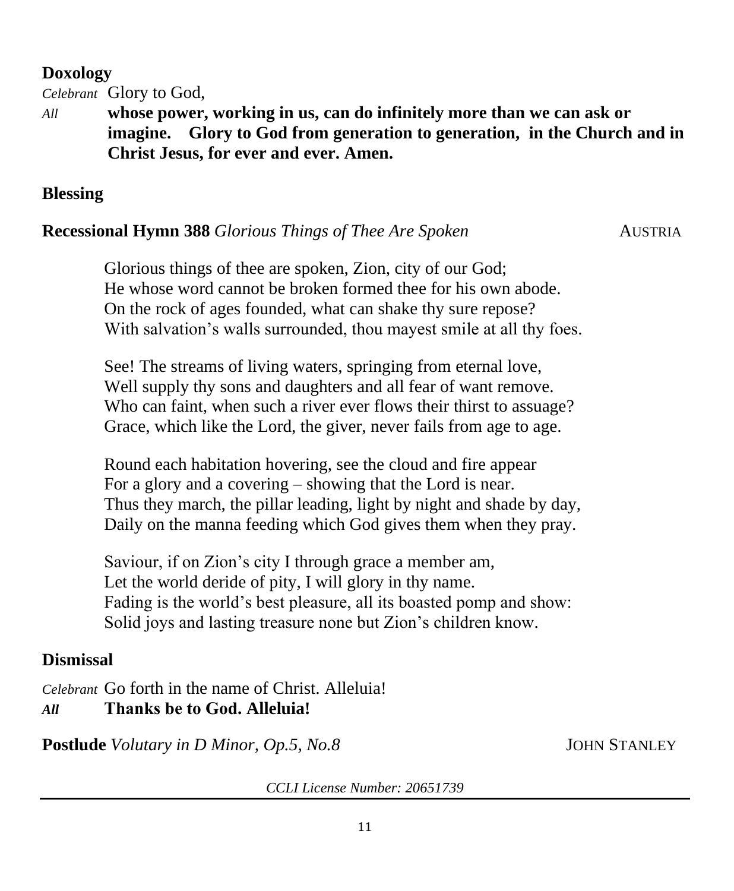**Doxology**

*Celebrant* Glory to God,

*All* **whose power, working in us, can do infinitely more than we can ask or imagine. Glory to God from generation to generation, in the Church and in Christ Jesus, for ever and ever. Amen.**

**Blessing**

**Recessional Hymn 388** *Glorious Things of Thee Are Spoken* AUSTRIA

Glorious things of thee are spoken, Zion, city of our God;
He whose word cannot be broken formed thee for his own abode.
On the rock of ages founded, what can shake thy sure repose?
With salvation's walls surrounded, thou mayest smile at all thy foes.

See! The streams of living waters, springing from eternal love,
Well supply thy sons and daughters and all fear of want remove.
Who can faint, when such a river ever flows their thirst to assuage?
Grace, which like the Lord, the giver, never fails from age to age.

Round each habitation hovering, see the cloud and fire appear
For a glory and a covering – showing that the Lord is near.
Thus they march, the pillar leading, light by night and shade by day,
Daily on the manna feeding which God gives them when they pray.

Saviour, if on Zion's city I through grace a member am,
Let the world deride of pity, I will glory in thy name.
Fading is the world's best pleasure, all its boasted pomp and show:
Solid joys and lasting treasure none but Zion's children know.

**Dismissal**

*Celebrant* Go forth in the name of Christ. Alleluia!

***All*** **Thanks be to God. Alleluia!**

**Postlude** *Volutary in D Minor, Op.5, No.8* JOHN STANLEY

*CCLI License Number: 20651739*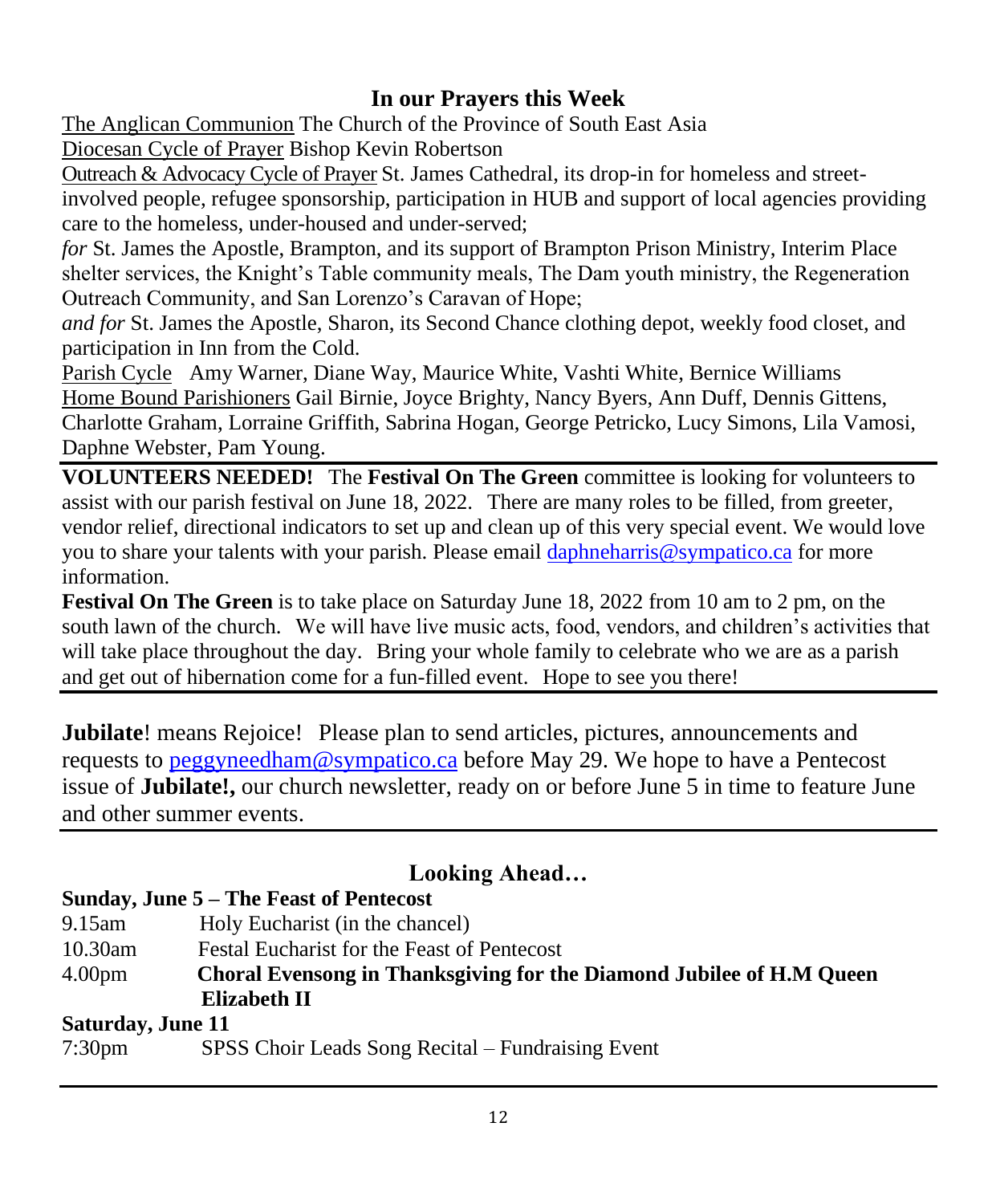## In our Prayers this Week

The Anglican Communion The Church of the Province of South East Asia
Diocesan Cycle of Prayer Bishop Kevin Robertson
Outreach & Advocacy Cycle of Prayer St. James Cathedral, its drop-in for homeless and street-involved people, refugee sponsorship, participation in HUB and support of local agencies providing care to the homeless, under-housed and under-served;
*for* St. James the Apostle, Brampton, and its support of Brampton Prison Ministry, Interim Place shelter services, the Knight's Table community meals, The Dam youth ministry, the Regeneration Outreach Community, and San Lorenzo's Caravan of Hope;
*and for* St. James the Apostle, Sharon, its Second Chance clothing depot, weekly food closet, and participation in Inn from the Cold.
Parish Cycle Amy Warner, Diane Way, Maurice White, Vashti White, Bernice Williams
Home Bound Parishioners Gail Birnie, Joyce Brighty, Nancy Byers, Ann Duff, Dennis Gittens, Charlotte Graham, Lorraine Griffith, Sabrina Hogan, George Petricko, Lucy Simons, Lila Vamosi, Daphne Webster, Pam Young.

---

**VOLUNTEERS NEEDED!** The **Festival On The Green** committee is looking for volunteers to assist with our parish festival on June 18, 2022. There are many roles to be filled, from greeter, vendor relief, directional indicators to set up and clean up of this very special event. We would love you to share your talents with your parish. Please email daphneharris@sympatico.ca for more information.

**Festival On The Green** is to take place on Saturday June 18, 2022 from 10 am to 2 pm, on the south lawn of the church. We will have live music acts, food, vendors, and children's activities that will take place throughout the day. Bring your whole family to celebrate who we are as a parish and get out of hibernation come for a fun-filled event. Hope to see you there!

---

**Jubilate**! means Rejoice! Please plan to send articles, pictures, announcements and requests to peggyneedham@sympatico.ca before May 29. We hope to have a Pentecost issue of **Jubilate!,** our church newsletter, ready on or before June 5 in time to feature June and other summer events.

---

## Looking Ahead…

**Sunday, June 5 – The Feast of Pentecost**

9.15am Holy Eucharist (in the chancel)
10.30am Festal Eucharist for the Feast of Pentecost
4.00pm **Choral Evensong in Thanksgiving for the Diamond Jubilee of H.M Queen Elizabeth II**

**Saturday, June 11**

7:30pm SPSS Choir Leads Song Recital – Fundraising Event